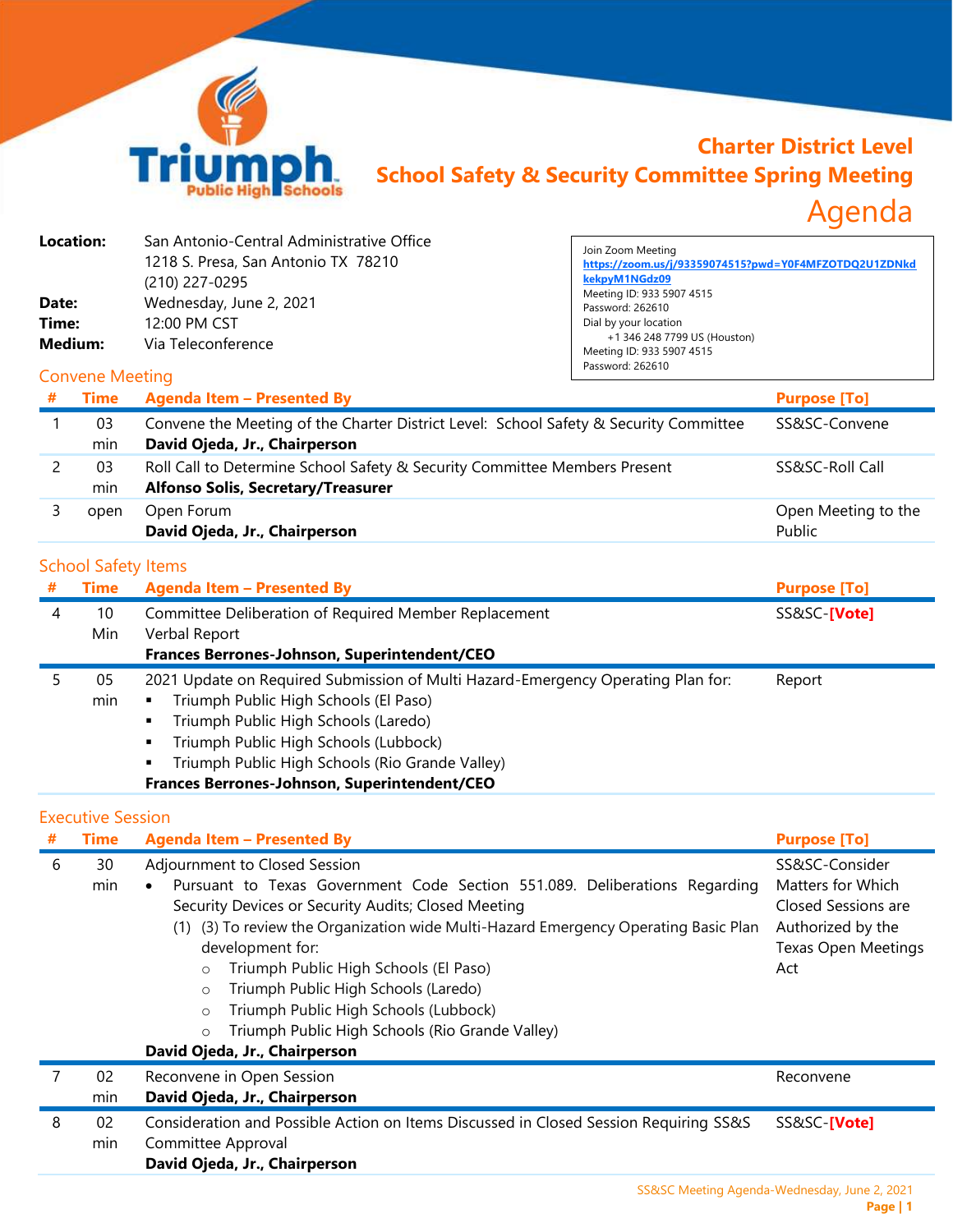# Charter District Level
## School Safety & Security Committee Spring Meeting
## Agenda

**Triumph Public High Schools**

| | |
|---|---|
| **Location:** | San Antonio-Central Administrative Office<br>1218 S. Presa, San Antonio TX 78210<br>(210) 227-0295 |
| **Date:** | Wednesday, June 2, 2021 |
| **Time:** | 12:00 PM CST |
| **Medium:** | Via Teleconference |

Join Zoom Meeting
https://zoom.us/j/93359074515?pwd=Y0F4MFZOTDQ2U1ZDNkdkekpyM1NGdz09
Meeting ID: 933 5907 4515
Password: 262610
Dial by your location
+1 346 248 7799 US (Houston)
Meeting ID: 933 5907 4515
Password: 262610

### Convene Meeting

| # | Time | Agenda Item – Presented By | Purpose [To] |
|---|---|---|---|
| 1 | 03 min | Convene the Meeting of the Charter District Level: School Safety & Security Committee<br>**David Ojeda, Jr., Chairperson** | SS&SC-Convene |
| 2 | 03 min | Roll Call to Determine School Safety & Security Committee Members Present<br>**Alfonso Solis, Secretary/Treasurer** | SS&SC-Roll Call |
| 3 | open | Open Forum<br>**David Ojeda, Jr., Chairperson** | Open Meeting to the Public |

### School Safety Items

| # | Time | Agenda Item – Presented By | Purpose [To] |
|---|---|---|---|
| 4 | 10 Min | Committee Deliberation of Required Member Replacement<br>Verbal Report<br>**Frances Berrones-Johnson, Superintendent/CEO** | SS&SC-**[Vote]** |
| 5 | 05 min | 2021 Update on Required Submission of Multi Hazard-Emergency Operating Plan for:<br>▪ Triumph Public High Schools (El Paso)<br>▪ Triumph Public High Schools (Laredo)<br>▪ Triumph Public High Schools (Lubbock)<br>▪ Triumph Public High Schools (Rio Grande Valley)<br>**Frances Berrones-Johnson, Superintendent/CEO** | Report |

### Executive Session

| # | Time | Agenda Item – Presented By | Purpose [To] |
|---|---|---|---|
| 6 | 30 min | Adjournment to Closed Session<br>• Pursuant to Texas Government Code Section 551.089. Deliberations Regarding Security Devices or Security Audits; Closed Meeting<br>(1) (3) To review the Organization wide Multi-Hazard Emergency Operating Basic Plan development for:<br>○ Triumph Public High Schools (El Paso)<br>○ Triumph Public High Schools (Laredo)<br>○ Triumph Public High Schools (Lubbock)<br>○ Triumph Public High Schools (Rio Grande Valley)<br>**David Ojeda, Jr., Chairperson** | SS&SC-Consider Matters for Which Closed Sessions are Authorized by the Texas Open Meetings Act |
| 7 | 02 min | Reconvene in Open Session<br>**David Ojeda, Jr., Chairperson** | Reconvene |
| 8 | 02 min | Consideration and Possible Action on Items Discussed in Closed Session Requiring SS&S Committee Approval<br>**David Ojeda, Jr., Chairperson** | SS&SC-**[Vote]** |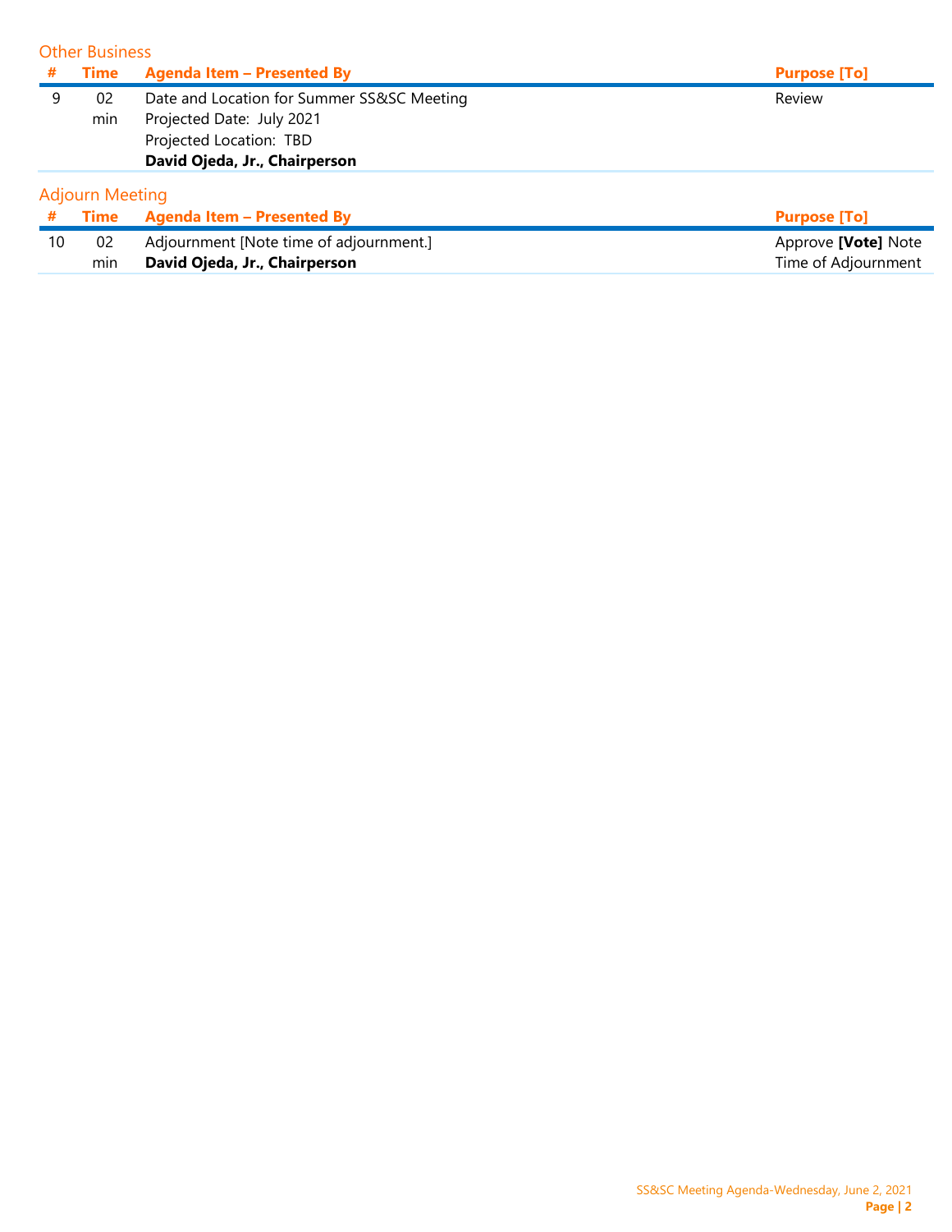## Other Business

| # | Time | Agenda Item – Presented By | Purpose [To] |
|---|---|---|---|
| 9 | 02 min | Date and Location for Summer SS&SC Meeting<br>Projected Date: July 2021<br>Projected Location: TBD<br>**David Ojeda, Jr., Chairperson** | Review |

## Adjourn Meeting

| # | Time | Agenda Item – Presented By | Purpose [To] |
|---|---|---|---|
| 10 | 02 min | Adjournment [Note time of adjournment.]<br>**David Ojeda, Jr., Chairperson** | Approve **[Vote]** Note Time of Adjournment |